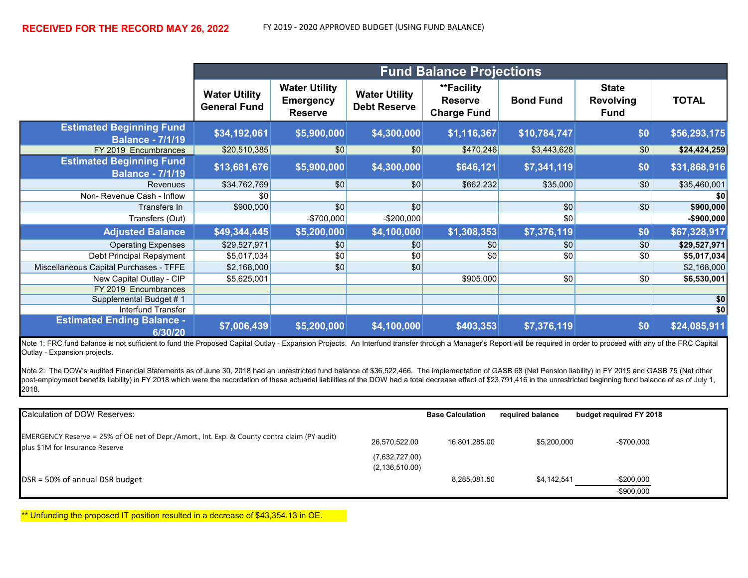**RECEIVED FOR THE RECORD MAY 26, 2022**

FY 2019 - 2020 APPROVED BUDGET (USING FUND BALANCE)

| | Fund Balance Projections | | | | | | |
|---|---|---|---|---|---|---|---|
| | Water Utility General Fund | Water Utility Emergency Reserve | Water Utility Debt Reserve | **Facility Reserve Charge Fund | Bond Fund | State Revolving Fund | TOTAL |
| **Estimated Beginning Fund Balance - 7/1/19** | **$34,192,061** | **$5,900,000** | **$4,300,000** | **$1,116,367** | **$10,784,747** | **$0** | **$56,293,175** |
| FY 2019 Encumbrances | $20,510,385 | $0 | $0 | $470,246 | $3,443,628 | $0 | **$24,424,259** |
| **Estimated Beginning Fund Balance - 7/1/19** | **$13,681,676** | **$5,900,000** | **$4,300,000** | **$646,121** | **$7,341,119** | **$0** | **$31,868,916** |
| Revenues | $34,762,769 | $0 | $0 | $662,232 | $35,000 | $0 | $35,460,001 |
| Non- Revenue Cash - Inflow | $0 | | | | | | **$0** |
| Transfers In | $900,000 | $0 | $0 | | $0 | $0 | **$900,000** |
| Transfers (Out) | | -$700,000 | -$200,000 | | $0 | | **-$900,000** |
| **Adjusted Balance** | **$49,344,445** | **$5,200,000** | **$4,100,000** | **$1,308,353** | **$7,376,119** | **$0** | **$67,328,917** |
| Operating Expenses | $29,527,971 | $0 | $0 | $0 | $0 | $0 | **$29,527,971** |
| Debt Principal Repayment | $5,017,034 | $0 | $0 | $0 | $0 | $0 | **$5,017,034** |
| Miscellaneous Capital Purchases - TFFE | $2,168,000 | $0 | $0 | | | | $2,168,000 |
| New Capital Outlay - CIP | $5,625,001 | | | $905,000 | $0 | $0 | **$6,530,001** |
| FY 2019 Encumbrances | | | | | | | |
| Supplemental Budget # 1 | | | | | | | **$0** |
| Interfund Transfer | | | | | | | **$0** |
| **Estimated Ending Balance - 6/30/20** | **$7,006,439** | **$5,200,000** | **$4,100,000** | **$403,353** | **$7,376,119** | **$0** | **$24,085,911** |

Note 1: FRC fund balance is not sufficient to fund the Proposed Capital Outlay - Expansion Projects. An Interfund transfer through a Manager's Report will be required in order to proceed with any of the FRC Capital Outlay - Expansion projects.

Note 2: The DOW's audited Financial Statements as of June 30, 2018 had an unrestricted fund balance of $36,522,466. The implementation of GASB 68 (Net Pension liability) in FY 2015 and GASB 75 (Net other post-employment benefits liability) in FY 2018 which were the recordation of these actuarial liabilities of the DOW had a total decrease effect of $23,791,416 in the unrestricted beginning fund balance of as of July 1, 2018.

| Calculation of DOW Reserves: | | Base Calculation | required balance | budget required FY 2018 |
|---|---|---|---|---|
| EMERGENCY Reserve = 25% of OE net of Depr./Amort., Int. Exp. & County contra claim (PY audit) plus $1M for Insurance Reserve | 26,570,522.00 | 16,801,285.00 | $5,200,000 | -$700,000 |
| | (7,632,727.00) | | | |
| | (2,136,510.00) | | | |
| DSR = 50% of annual DSR budget | | 8,285,081.50 | $4,142,541 | -$200,000 |
| | | | | -$900,000 |

** Unfunding the proposed IT position resulted in a decrease of $43,354.13 in OE.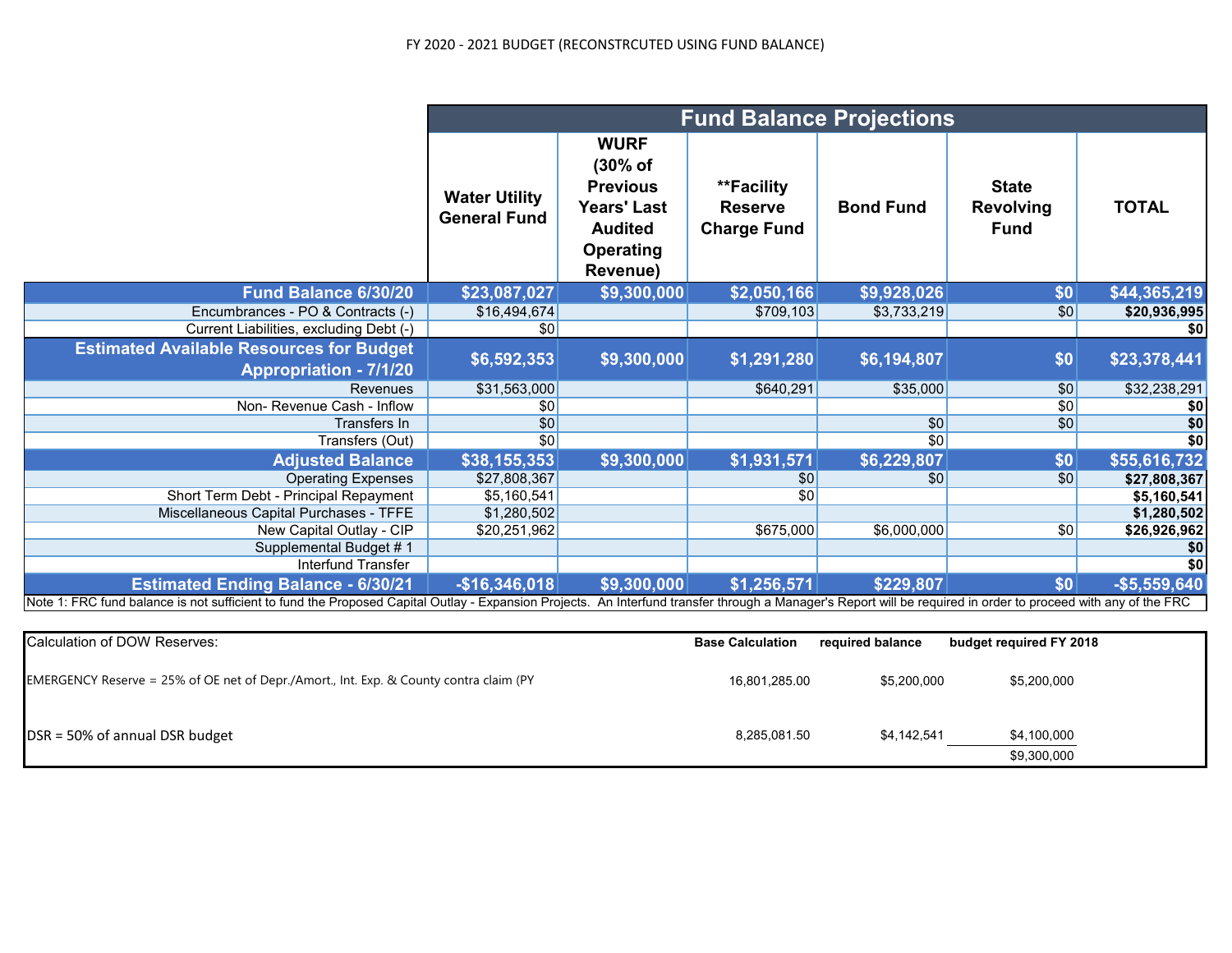FY 2020 - 2021 BUDGET (RECONSTRCUTED USING FUND BALANCE)

| | Fund Balance Projections | | | | | |
|---|---|---|---|---|---|---|
| | **Water Utility General Fund** | **WURF (30% of Previous Years' Last Audited Operating Revenue)** | **\*\*Facility Reserve Charge Fund** | **Bond Fund** | **State Revolving Fund** | **TOTAL** |
| **Fund Balance 6/30/20** | **$23,087,027** | **$9,300,000** | **$2,050,166** | **$9,928,026** | **$0** | **$44,365,219** |
| Encumbrances - PO & Contracts (-) | $16,494,674 | | $709,103 | $3,733,219 | $0 | **$20,936,995** |
| Current Liabilities, excluding Debt (-) | $0 | | | | | **$0** |
| **Estimated Available Resources for Budget Appropriation - 7/1/20** | **$6,592,353** | **$9,300,000** | **$1,291,280** | **$6,194,807** | **$0** | **$23,378,441** |
| Revenues | $31,563,000 | | $640,291 | $35,000 | $0 | $32,238,291 |
| Non- Revenue Cash - Inflow | $0 | | | | $0 | **$0** |
| Transfers In | $0 | | | $0 | $0 | **$0** |
| Transfers (Out) | $0 | | | $0 | | **$0** |
| **Adjusted Balance** | **$38,155,353** | **$9,300,000** | **$1,931,571** | **$6,229,807** | **$0** | **$55,616,732** |
| Operating Expenses | $27,808,367 | | $0 | $0 | $0 | **$27,808,367** |
| Short Term Debt - Principal Repayment | $5,160,541 | | $0 | | | **$5,160,541** |
| Miscellaneous Capital Purchases - TFFE | $1,280,502 | | | | | **$1,280,502** |
| New Capital Outlay - CIP | $20,251,962 | | $675,000 | $6,000,000 | $0 | **$26,926,962** |
| Supplemental Budget # 1 | | | | | | **$0** |
| Interfund Transfer | | | | | | **$0** |
| **Estimated Ending Balance - 6/30/21** | **-$16,346,018** | **$9,300,000** | **$1,256,571** | **$229,807** | **$0** | **-$5,559,640** |

Note 1: FRC fund balance is not sufficient to fund the Proposed Capital Outlay - Expansion Projects. An Interfund transfer through a Manager's Report will be required in order to proceed with any of the FRC

| Calculation of DOW Reserves: | **Base Calculation** | **required balance** | **budget required FY 2018** |
|---|---|---|---|
| EMERGENCY Reserve = 25% of OE net of Depr./Amort., Int. Exp. & County contra claim (PY | 16,801,285.00 | $5,200,000 | $5,200,000 |
| DSR = 50% of annual DSR budget | 8,285,081.50 | $4,142,541 | $4,100,000 |
| | | | $9,300,000 |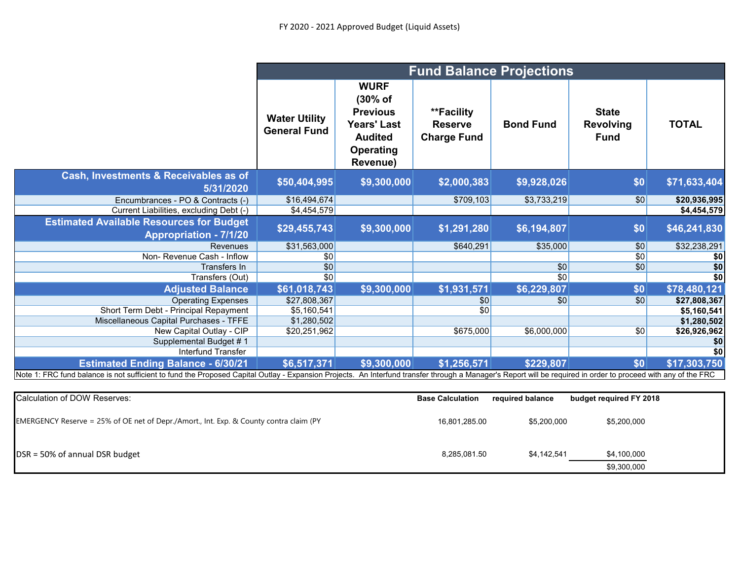FY 2020 - 2021 Approved Budget (Liquid Assets)

| | Fund Balance Projections | | | | | |
|---|---|---|---|---|---|---|
| | Water Utility General Fund | WURF (30% of Previous Years' Last Audited Operating Revenue) | **Facility Reserve Charge Fund | Bond Fund | State Revolving Fund | TOTAL |
| **Cash, Investments & Receivables as of 5/31/2020** | **$50,404,995** | **$9,300,000** | **$2,000,383** | **$9,928,026** | **$0** | **$71,633,404** |
| Encumbrances - PO & Contracts (-) | $16,494,674 | | $709,103 | $3,733,219 | $0 | **$20,936,995** |
| Current Liabilities, excluding Debt (-) | $4,454,579 | | | | | **$4,454,579** |
| **Estimated Available Resources for Budget Appropriation - 7/1/20** | **$29,455,743** | **$9,300,000** | **$1,291,280** | **$6,194,807** | **$0** | **$46,241,830** |
| Revenues | $31,563,000 | | $640,291 | $35,000 | $0 | $32,238,291 |
| Non- Revenue Cash - Inflow | $0 | | | | $0 | **$0** |
| Transfers In | $0 | | | $0 | $0 | **$0** |
| Transfers (Out) | $0 | | | $0 | | **$0** |
| **Adjusted Balance** | **$61,018,743** | **$9,300,000** | **$1,931,571** | **$6,229,807** | **$0** | **$78,480,121** |
| Operating Expenses | $27,808,367 | | $0 | $0 | $0 | **$27,808,367** |
| Short Term Debt - Principal Repayment | $5,160,541 | | $0 | | | **$5,160,541** |
| Miscellaneous Capital Purchases - TFFE | $1,280,502 | | | | | **$1,280,502** |
| New Capital Outlay - CIP | $20,251,962 | | $675,000 | $6,000,000 | $0 | **$26,926,962** |
| Supplemental Budget # 1 | | | | | | **$0** |
| Interfund Transfer | | | | | | **$0** |
| **Estimated Ending Balance - 6/30/21** | **$6,517,371** | **$9,300,000** | **$1,256,571** | **$229,807** | **$0** | **$17,303,750** |

Note 1: FRC fund balance is not sufficient to fund the Proposed Capital Outlay - Expansion Projects. An Interfund transfer through a Manager's Report will be required in order to proceed with any of the FRC

| Calculation of DOW Reserves: | Base Calculation | required balance | budget required FY 2018 |
|---|---|---|---|
| EMERGENCY Reserve = 25% of OE net of Depr./Amort., Int. Exp. & County contra claim (PY | 16,801,285.00 | $5,200,000 | $5,200,000 |
| DSR = 50% of annual DSR budget | 8,285,081.50 | $4,142,541 | $4,100,000 |
| | | | $9,300,000 |